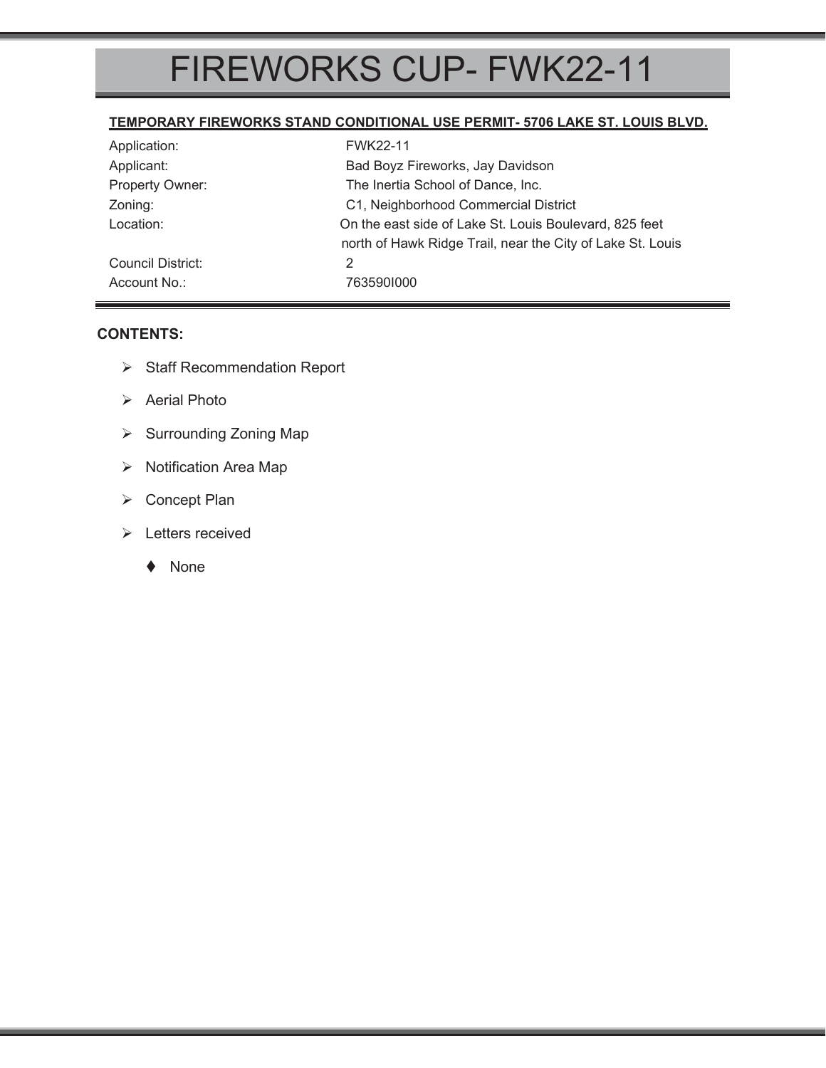# FIREWORKS CUP- FWK22-11

**TEMPORARY FIREWORKS STAND CONDITIONAL USE PERMIT- 5706 LAKE ST. LOUIS BLVD.**

| | |
|---|---|
| Application: | FWK22-11 |
| Applicant: | Bad Boyz Fireworks, Jay Davidson |
| Property Owner: | The Inertia School of Dance, Inc. |
| Zoning: | C1, Neighborhood Commercial District |
| Location: | On the east side of Lake St. Louis Boulevard, 825 feet north of Hawk Ridge Trail, near the City of Lake St. Louis |
| Council District: | 2 |
| Account No.: | 763590I000 |

**CONTENTS:**

- Staff Recommendation Report
- Aerial Photo
- Surrounding Zoning Map
- Notification Area Map
- Concept Plan
- Letters received
  - None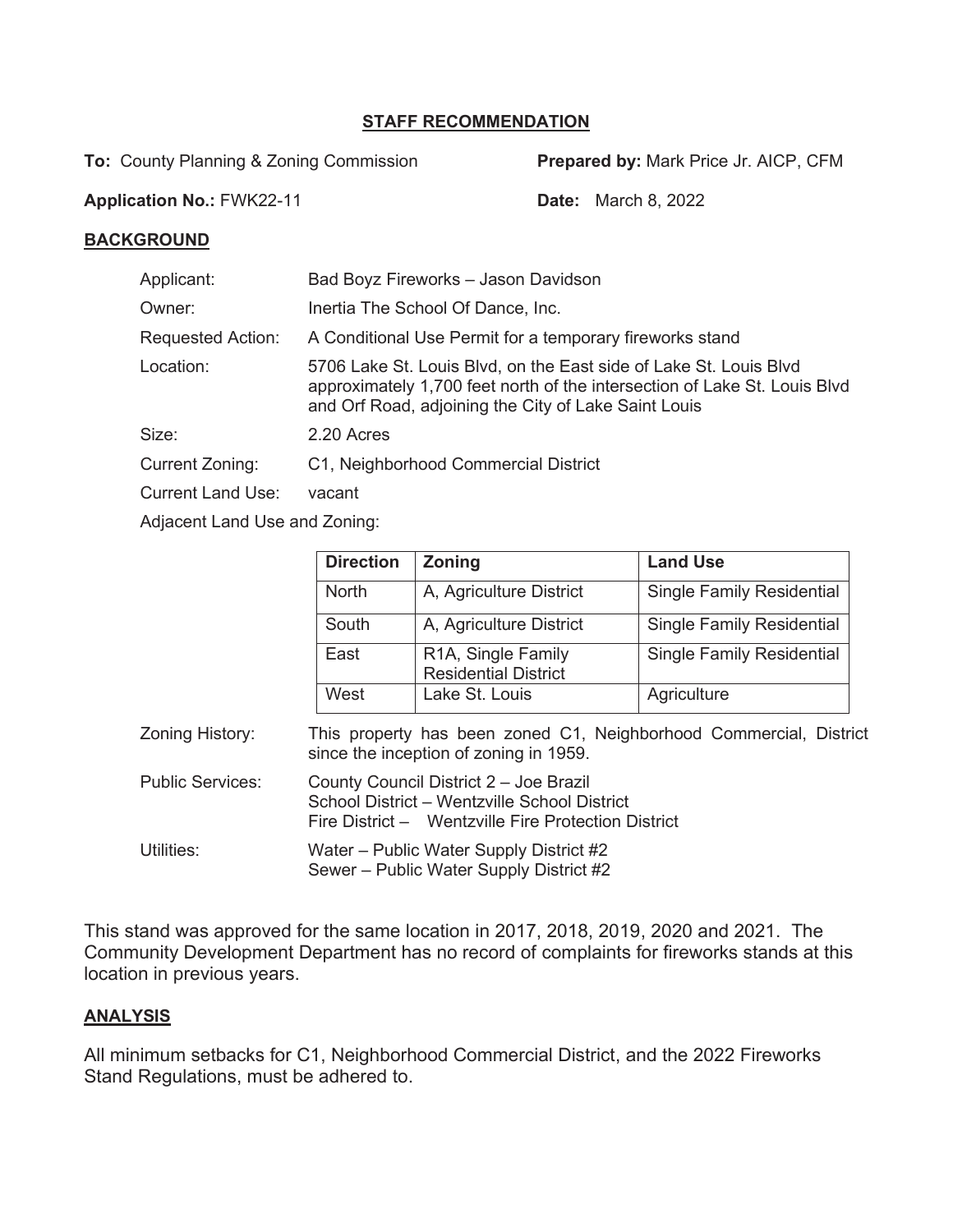## STAFF RECOMMENDATION

**To:** County Planning & Zoning Commission **Prepared by:** Mark Price Jr. AICP, CFM

**Application No.:** FWK22-11 **Date:** March 8, 2022

## BACKGROUND

Applicant: Bad Boyz Fireworks – Jason Davidson

Owner: Inertia The School Of Dance, Inc.

Requested Action: A Conditional Use Permit for a temporary fireworks stand

Location: 5706 Lake St. Louis Blvd, on the East side of Lake St. Louis Blvd approximately 1,700 feet north of the intersection of Lake St. Louis Blvd and Orf Road, adjoining the City of Lake Saint Louis

Size: 2.20 Acres

Current Zoning: C1, Neighborhood Commercial District

Current Land Use: vacant

Adjacent Land Use and Zoning:

| Direction | Zoning | Land Use |
|---|---|---|
| North | A, Agriculture District | Single Family Residential |
| South | A, Agriculture District | Single Family Residential |
| East | R1A, Single Family Residential District | Single Family Residential |
| West | Lake St. Louis | Agriculture |

Zoning History: This property has been zoned C1, Neighborhood Commercial, District since the inception of zoning in 1959.

Public Services: County Council District 2 – Joe Brazil
School District – Wentzville School District
Fire District – Wentzville Fire Protection District

Utilities: Water – Public Water Supply District #2
Sewer – Public Water Supply District #2

This stand was approved for the same location in 2017, 2018, 2019, 2020 and 2021. The Community Development Department has no record of complaints for fireworks stands at this location in previous years.

## ANALYSIS

All minimum setbacks for C1, Neighborhood Commercial District, and the 2022 Fireworks Stand Regulations, must be adhered to.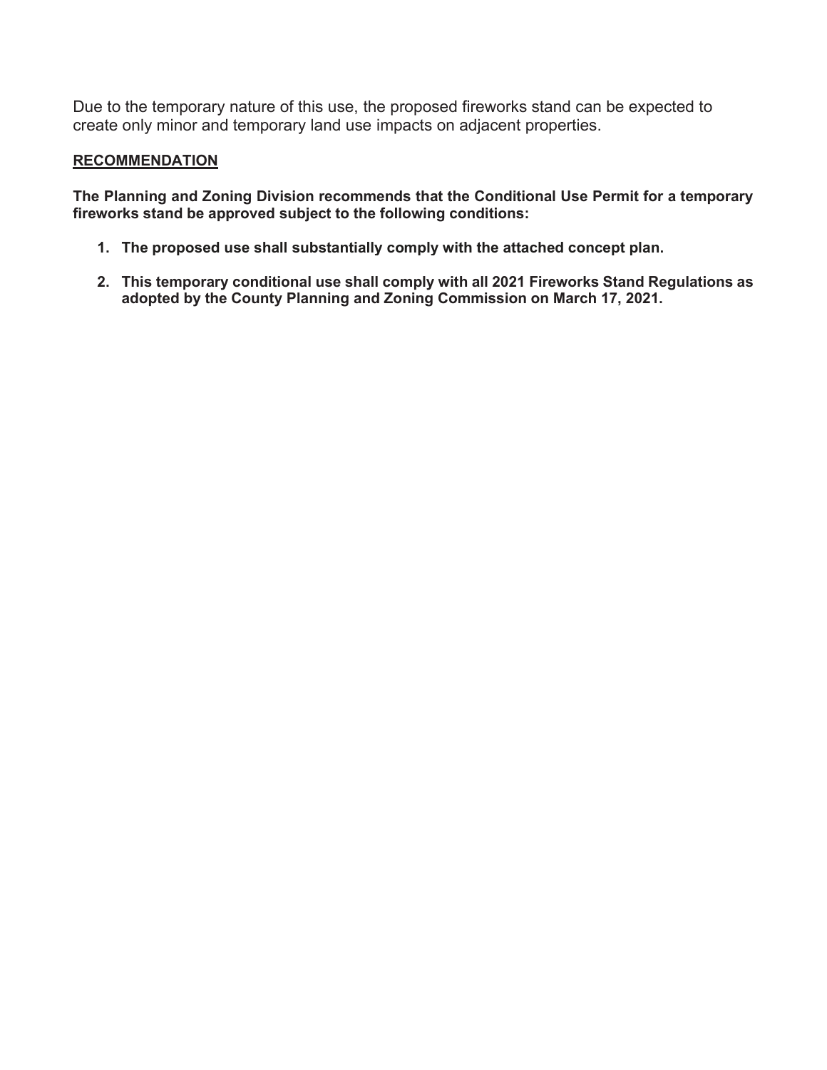Due to the temporary nature of this use, the proposed fireworks stand can be expected to create only minor and temporary land use impacts on adjacent properties.

## RECOMMENDATION

**The Planning and Zoning Division recommends that the Conditional Use Permit for a temporary fireworks stand be approved subject to the following conditions:**

1. **The proposed use shall substantially comply with the attached concept plan.**

2. **This temporary conditional use shall comply with all 2021 Fireworks Stand Regulations as adopted by the County Planning and Zoning Commission on March 17, 2021.**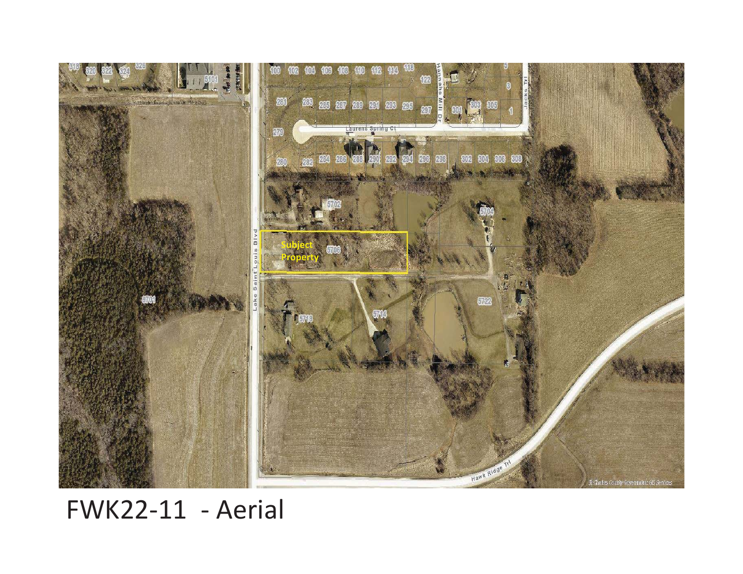FWK22-11 - Aerial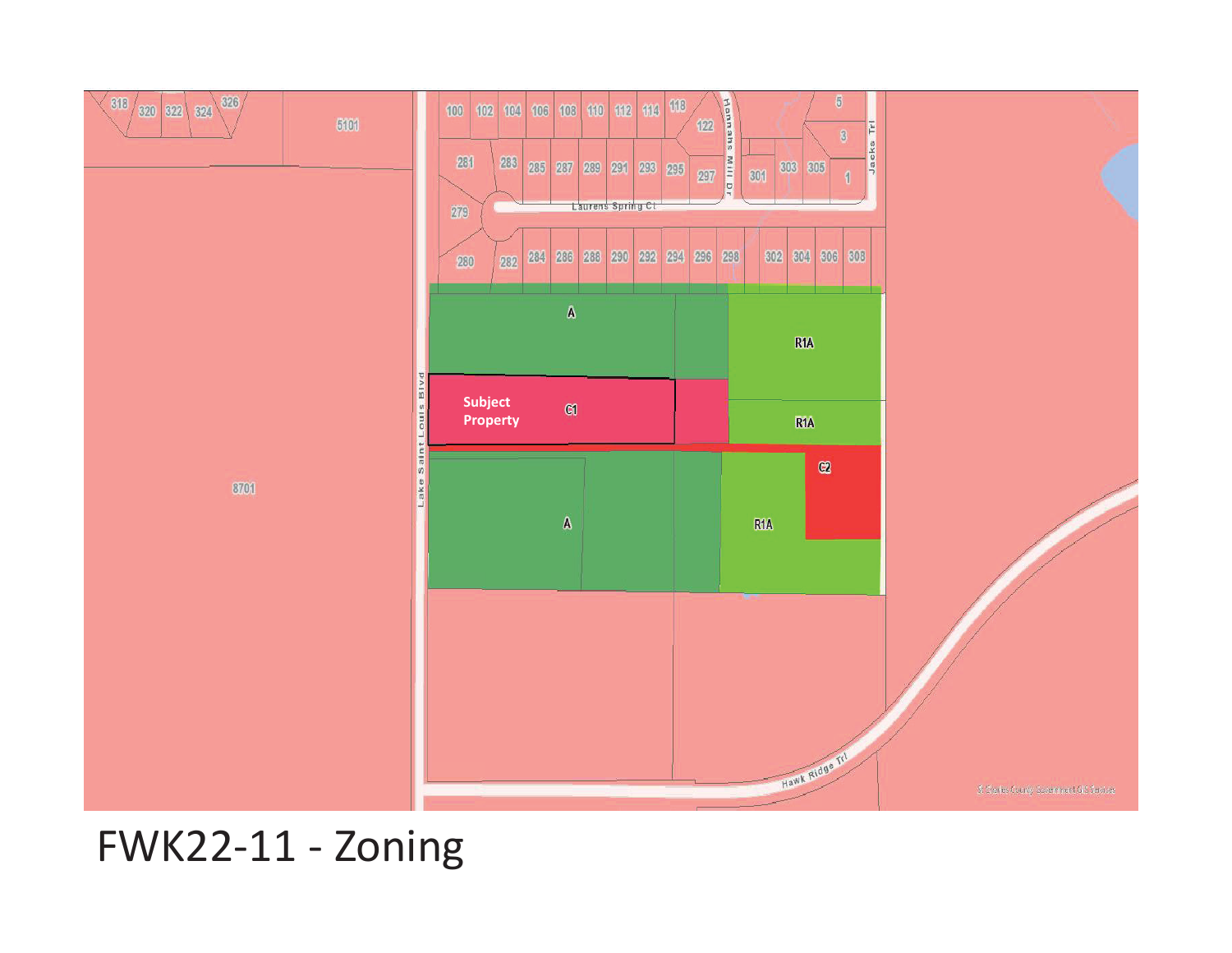FWK22-11 - Zoning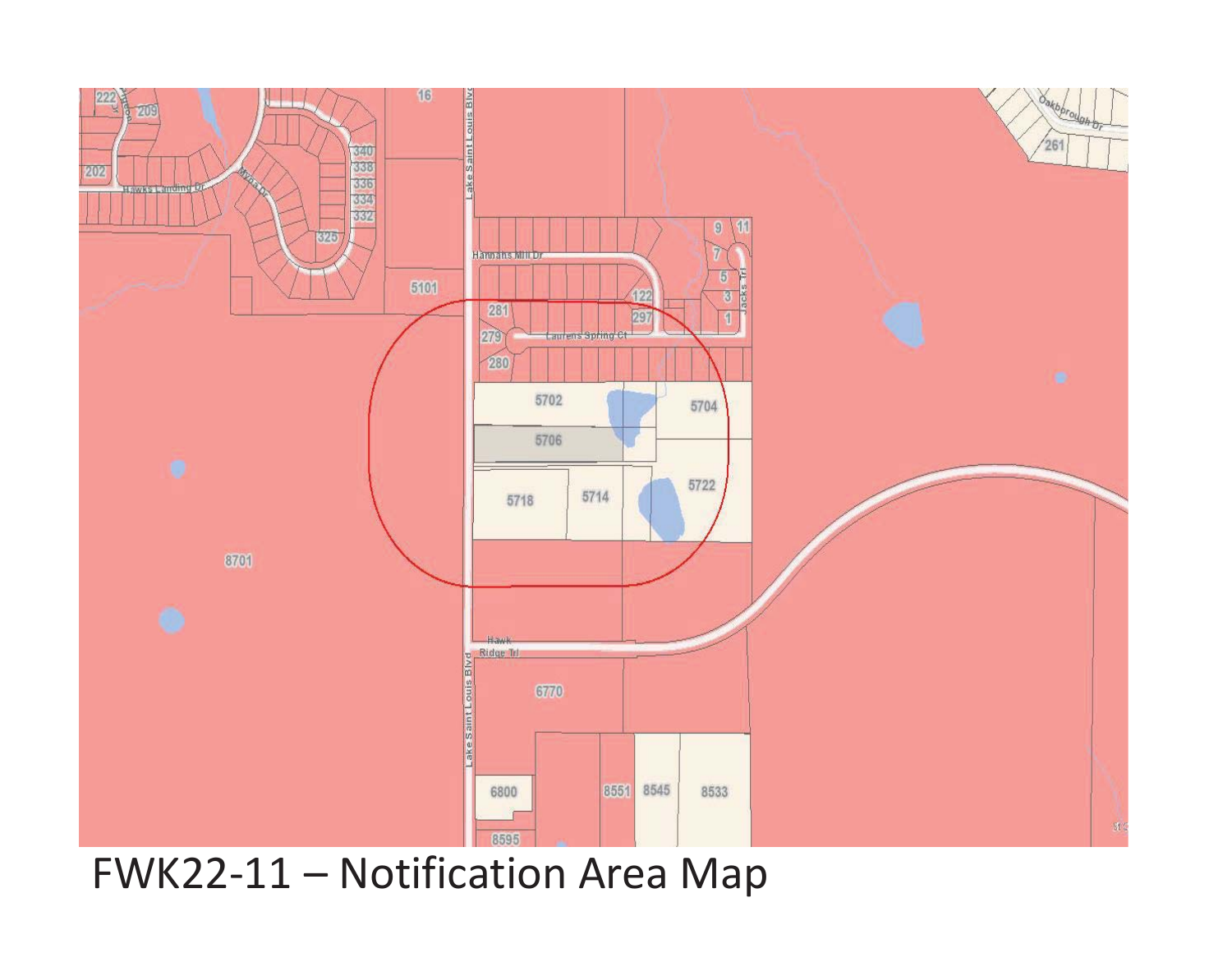FWK22-11 – Notification Area Map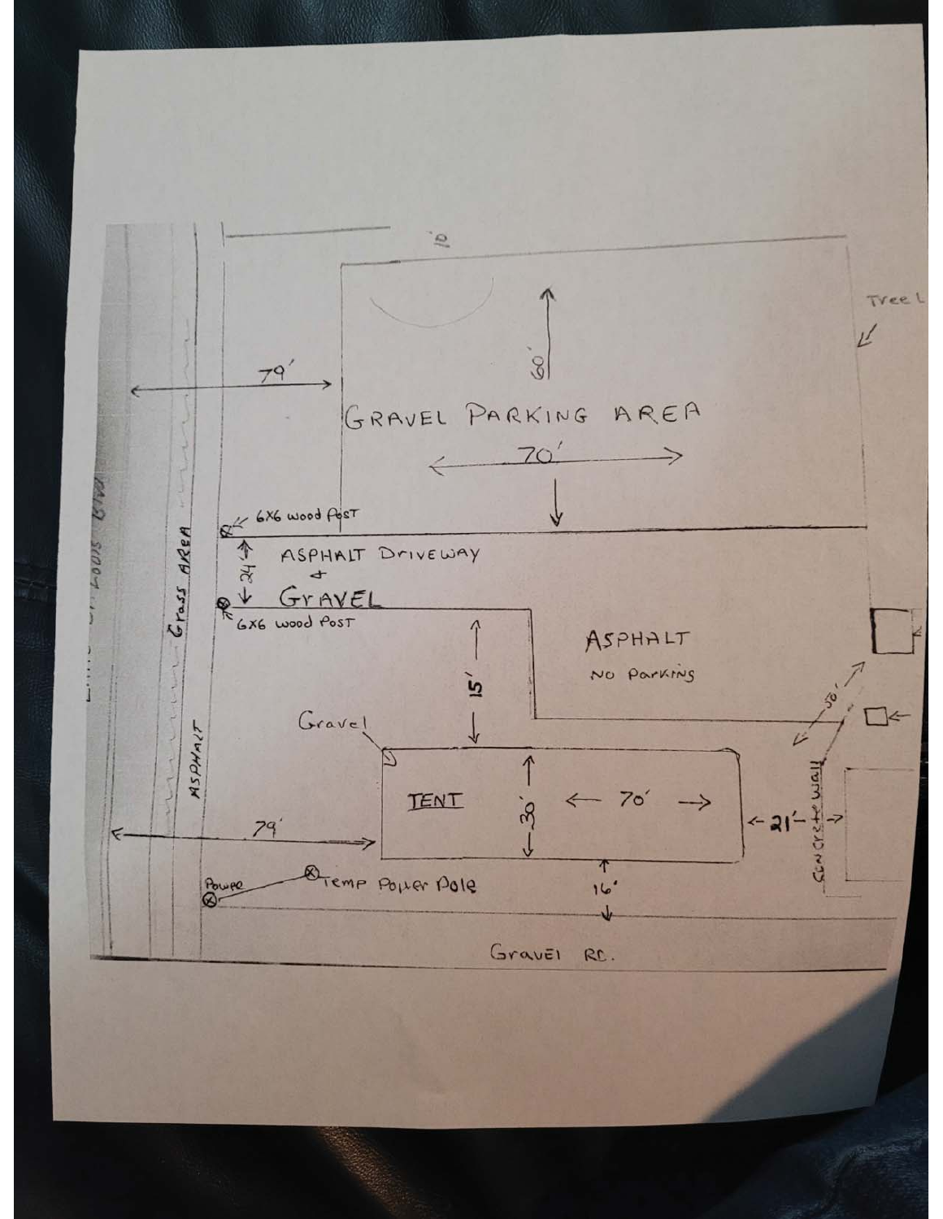10'

Tree L

79'

60'

GRAVEL PARKING AREA

70'

6X6 wood post

ASPHALT Driveway
+
GRAVEL

24'

6X6 wood post

ASPHALT
NO Parking

15'

Gravel

TENT

30'

70'

21'

30'

Concrete wall

79'

Power

Temp Power Pole

16'

Gravel RD.

Grass AREA

ASPHALT

St. Louis Blvd